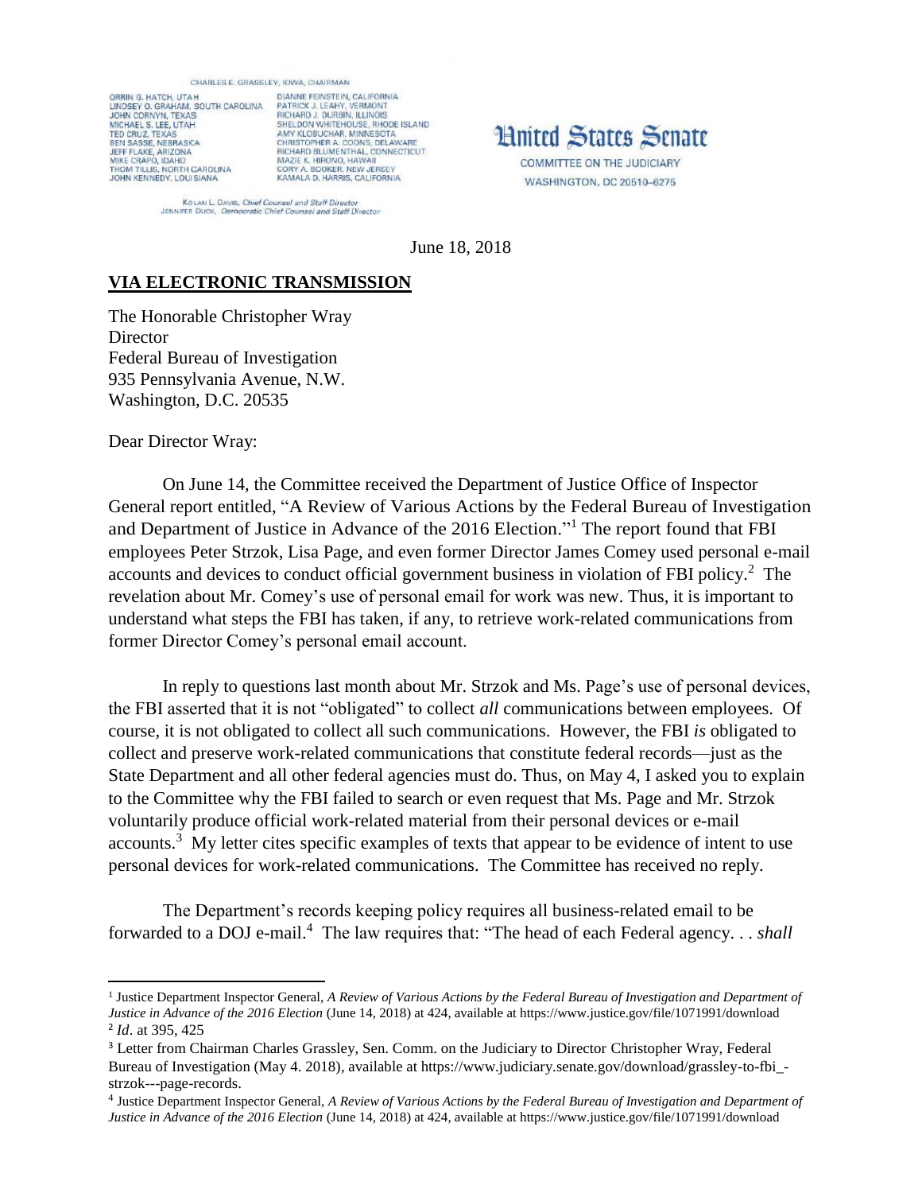CHARLES E. GRASSLEY, IOWA, CHAIRMAN

ORRIN G. HATCH, UTAH
LINDSEY O. GRAHAM, SOUTH CAROLINA
JOHN CORNYN, TEXAS
MICHAEL S. LEE, UTAH
TED CRUZ, TEXAS
BEN SASSE, NEBRASKA
JEFF FLAKE, ARIZONA
MIKE CRAPO, IDAHO
THOM TILLIS, NORTH CAROLINA
JOHN KENNEDY, LOUISIANA

DIANNE FEINSTEIN, CALIFORNIA
PATRICK J. LEAHY, VERMONT
RICHARD J. DURBIN, ILLINOIS
SHELDON WHITEHOUSE, RHODE ISLAND
AMY KLOBUCHAR, MINNESOTA
CHRISTOPHER A. COONS, DELAWARE
RICHARD BLUMENTHAL, CONNECTICUT
MAZIE K. HIRONO, HAWAII
CORY A. BOOKER, NEW JERSEY
KAMALA D. HARRIS, CALIFORNIA

KOLAN L. DAVIS, *Chief Counsel and Staff Director*
JENNIFER DUCK, *Democratic Chief Counsel and Staff Director*

# United States Senate

COMMITTEE ON THE JUDICIARY
WASHINGTON, DC 20510–6275

June 18, 2018

**VIA ELECTRONIC TRANSMISSION**

The Honorable Christopher Wray
Director
Federal Bureau of Investigation
935 Pennsylvania Avenue, N.W.
Washington, D.C. 20535

Dear Director Wray:

On June 14, the Committee received the Department of Justice Office of Inspector General report entitled, "A Review of Various Actions by the Federal Bureau of Investigation and Department of Justice in Advance of the 2016 Election."[1] The report found that FBI employees Peter Strzok, Lisa Page, and even former Director James Comey used personal e-mail accounts and devices to conduct official government business in violation of FBI policy.[2] The revelation about Mr. Comey's use of personal email for work was new. Thus, it is important to understand what steps the FBI has taken, if any, to retrieve work-related communications from former Director Comey's personal email account.

In reply to questions last month about Mr. Strzok and Ms. Page's use of personal devices, the FBI asserted that it is not "obligated" to collect *all* communications between employees. Of course, it is not obligated to collect all such communications. However, the FBI *is* obligated to collect and preserve work-related communications that constitute federal records—just as the State Department and all other federal agencies must do. Thus, on May 4, I asked you to explain to the Committee why the FBI failed to search or even request that Ms. Page and Mr. Strzok voluntarily produce official work-related material from their personal devices or e-mail accounts.[3] My letter cites specific examples of texts that appear to be evidence of intent to use personal devices for work-related communications. The Committee has received no reply.

The Department's records keeping policy requires all business-related email to be forwarded to a DOJ e-mail.[4] The law requires that: "The head of each Federal agency. . . *shall*

---

[1] Justice Department Inspector General, *A Review of Various Actions by the Federal Bureau of Investigation and Department of Justice in Advance of the 2016 Election* (June 14, 2018) at 424, available at https://www.justice.gov/file/1071991/download

[2] *Id*. at 395, 425

[3] Letter from Chairman Charles Grassley, Sen. Comm. on the Judiciary to Director Christopher Wray, Federal Bureau of Investigation (May 4. 2018), available at https://www.judiciary.senate.gov/download/grassley-to-fbi_-strzok---page-records.

[4] Justice Department Inspector General, *A Review of Various Actions by the Federal Bureau of Investigation and Department of Justice in Advance of the 2016 Election* (June 14, 2018) at 424, available at https://www.justice.gov/file/1071991/download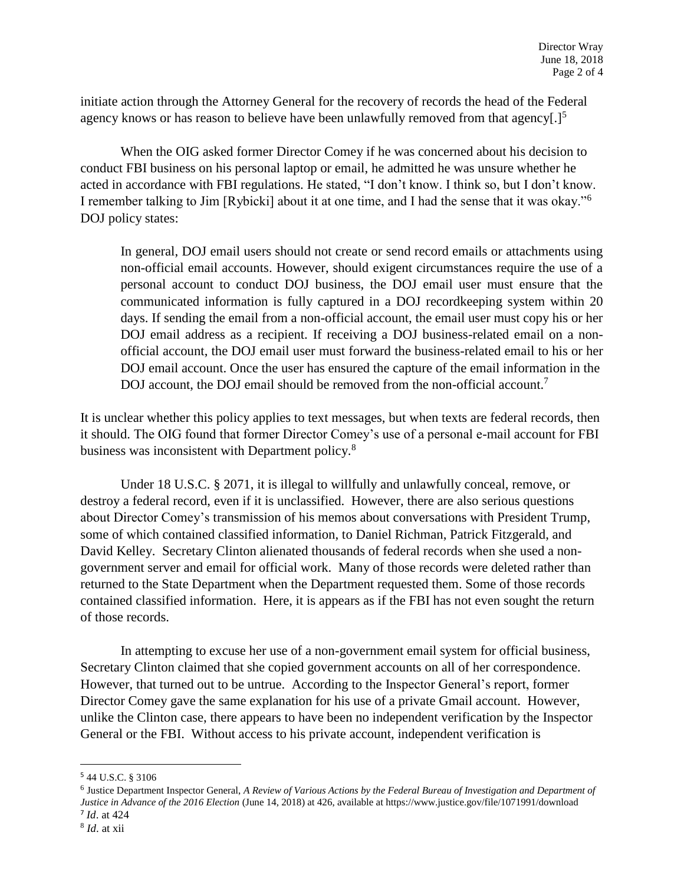initiate action through the Attorney General for the recovery of records the head of the Federal agency knows or has reason to believe have been unlawfully removed from that agency[.][5]

When the OIG asked former Director Comey if he was concerned about his decision to conduct FBI business on his personal laptop or email, he admitted he was unsure whether he acted in accordance with FBI regulations. He stated, "I don't know. I think so, but I don't know. I remember talking to Jim [Rybicki] about it at one time, and I had the sense that it was okay."[6] DOJ policy states:

> In general, DOJ email users should not create or send record emails or attachments using non-official email accounts. However, should exigent circumstances require the use of a personal account to conduct DOJ business, the DOJ email user must ensure that the communicated information is fully captured in a DOJ recordkeeping system within 20 days. If sending the email from a non-official account, the email user must copy his or her DOJ email address as a recipient. If receiving a DOJ business-related email on a non-official account, the DOJ email user must forward the business-related email to his or her DOJ email account. Once the user has ensured the capture of the email information in the DOJ account, the DOJ email should be removed from the non-official account.[7]

It is unclear whether this policy applies to text messages, but when texts are federal records, then it should. The OIG found that former Director Comey's use of a personal e-mail account for FBI business was inconsistent with Department policy.[8]

Under 18 U.S.C. § 2071, it is illegal to willfully and unlawfully conceal, remove, or destroy a federal record, even if it is unclassified. However, there are also serious questions about Director Comey's transmission of his memos about conversations with President Trump, some of which contained classified information, to Daniel Richman, Patrick Fitzgerald, and David Kelley. Secretary Clinton alienated thousands of federal records when she used a non-government server and email for official work. Many of those records were deleted rather than returned to the State Department when the Department requested them. Some of those records contained classified information. Here, it is appears as if the FBI has not even sought the return of those records.

In attempting to excuse her use of a non-government email system for official business, Secretary Clinton claimed that she copied government accounts on all of her correspondence. However, that turned out to be untrue. According to the Inspector General's report, former Director Comey gave the same explanation for his use of a private Gmail account. However, unlike the Clinton case, there appears to have been no independent verification by the Inspector General or the FBI. Without access to his private account, independent verification is

---

[5] 44 U.S.C. § 3106

[6] Justice Department Inspector General, *A Review of Various Actions by the Federal Bureau of Investigation and Department of Justice in Advance of the 2016 Election* (June 14, 2018) at 426, available at https://www.justice.gov/file/1071991/download

[7] *Id*. at 424

[8] *Id*. at xii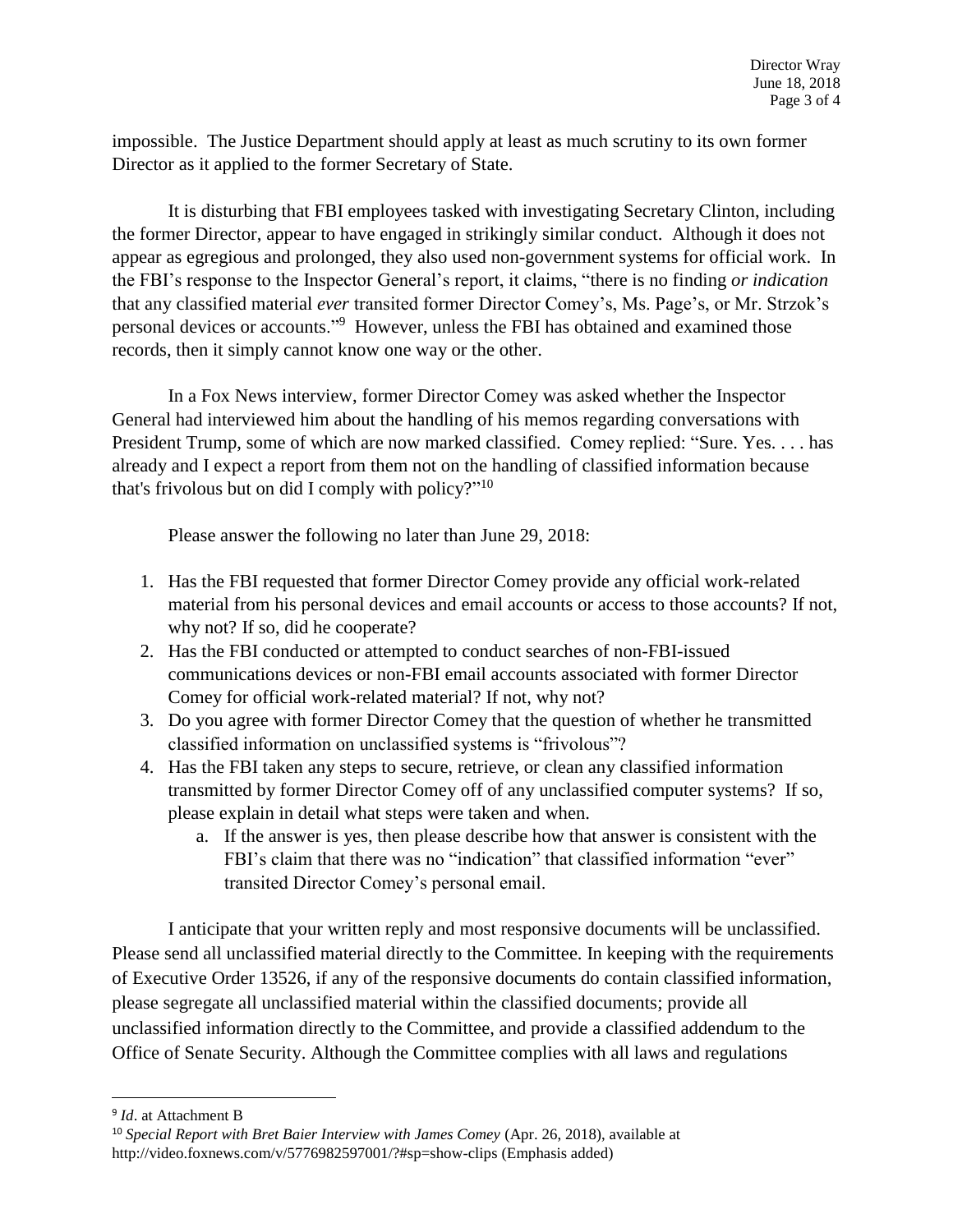impossible. The Justice Department should apply at least as much scrutiny to its own former Director as it applied to the former Secretary of State.

It is disturbing that FBI employees tasked with investigating Secretary Clinton, including the former Director, appear to have engaged in strikingly similar conduct. Although it does not appear as egregious and prolonged, they also used non-government systems for official work. In the FBI's response to the Inspector General's report, it claims, "there is no finding *or indication* that any classified material *ever* transited former Director Comey's, Ms. Page's, or Mr. Strzok's personal devices or accounts."[9] However, unless the FBI has obtained and examined those records, then it simply cannot know one way or the other.

In a Fox News interview, former Director Comey was asked whether the Inspector General had interviewed him about the handling of his memos regarding conversations with President Trump, some of which are now marked classified. Comey replied: "Sure. Yes. . . . has already and I expect a report from them not on the handling of classified information because that's frivolous but on did I comply with policy?"[10]

Please answer the following no later than June 29, 2018:

1. Has the FBI requested that former Director Comey provide any official work-related material from his personal devices and email accounts or access to those accounts? If not, why not? If so, did he cooperate?
2. Has the FBI conducted or attempted to conduct searches of non-FBI-issued communications devices or non-FBI email accounts associated with former Director Comey for official work-related material? If not, why not?
3. Do you agree with former Director Comey that the question of whether he transmitted classified information on unclassified systems is "frivolous"?
4. Has the FBI taken any steps to secure, retrieve, or clean any classified information transmitted by former Director Comey off of any unclassified computer systems? If so, please explain in detail what steps were taken and when.
    a. If the answer is yes, then please describe how that answer is consistent with the FBI's claim that there was no "indication" that classified information "ever" transited Director Comey's personal email.

I anticipate that your written reply and most responsive documents will be unclassified. Please send all unclassified material directly to the Committee. In keeping with the requirements of Executive Order 13526, if any of the responsive documents do contain classified information, please segregate all unclassified material within the classified documents; provide all unclassified information directly to the Committee, and provide a classified addendum to the Office of Senate Security. Although the Committee complies with all laws and regulations

---

[9] *Id*. at Attachment B

[10] *Special Report with Bret Baier Interview with James Comey* (Apr. 26, 2018), available at http://video.foxnews.com/v/5776982597001/?#sp=show-clips (Emphasis added)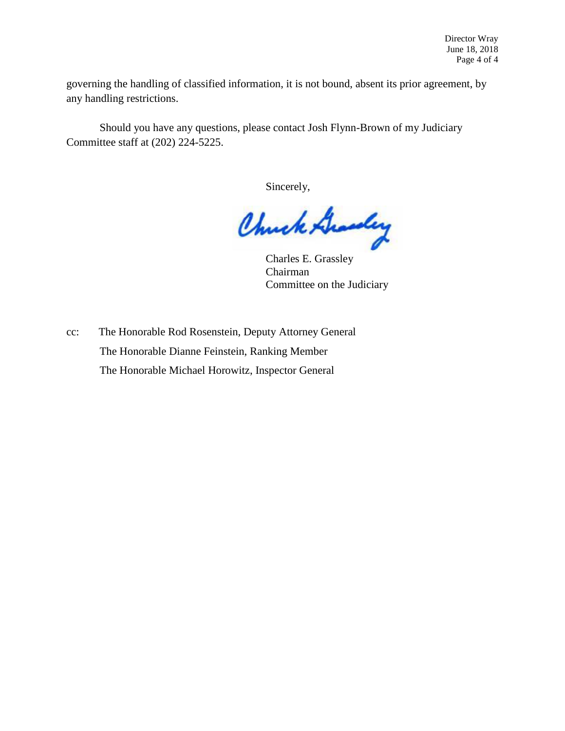governing the handling of classified information, it is not bound, absent its prior agreement, by any handling restrictions.

Should you have any questions, please contact Josh Flynn-Brown of my Judiciary Committee staff at (202) 224-5225.

Sincerely,

Charles E. Grassley
Chairman
Committee on the Judiciary

cc: The Honorable Rod Rosenstein, Deputy Attorney General
The Honorable Dianne Feinstein, Ranking Member
The Honorable Michael Horowitz, Inspector General